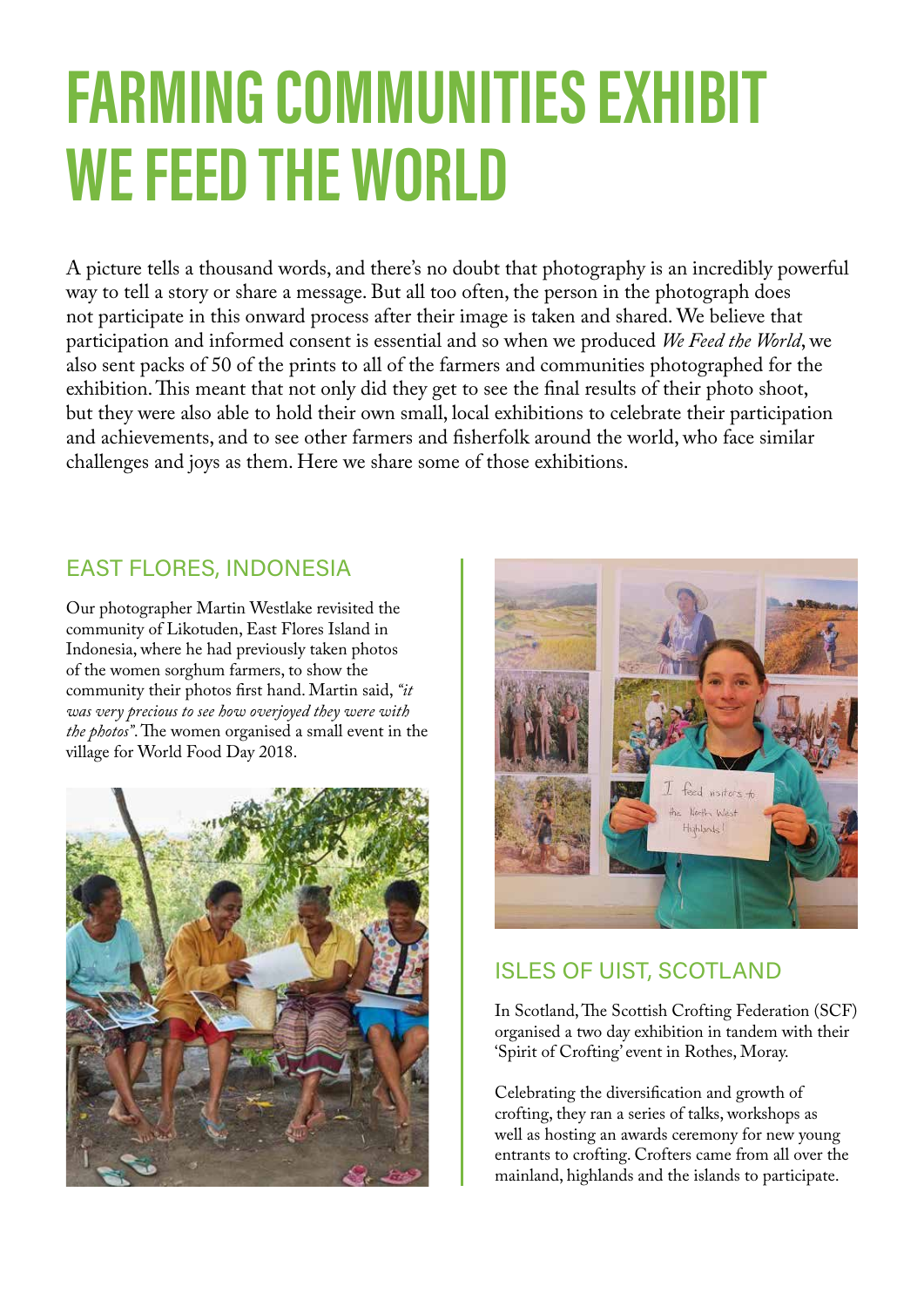# FARMING COMMUNITIES EXHIBIT WE FEED THE WORLD

A picture tells a thousand words, and there's no doubt that photography is an incredibly powerful way to tell a story or share a message. But all too often, the person in the photograph does not participate in this onward process after their image is taken and shared. We believe that participation and informed consent is essential and so when we produced *We Feed the World*, we also sent packs of 50 of the prints to all of the farmers and communities photographed for the exhibition. This meant that not only did they get to see the final results of their photo shoot, but they were also able to hold their own small, local exhibitions to celebrate their participation and achievements, and to see other farmers and fisherfolk around the world, who face similar challenges and joys as them. Here we share some of those exhibitions.

## EAST FLORES, INDONESIA

Our photographer Martin Westlake revisited the community of Likotuden, East Flores Island in Indonesia, where he had previously taken photos of the women sorghum farmers, to show the community their photos first hand. Martin said, *"it was very precious to see how overjoyed they were with the photos"*. The women organised a small event in the village for World Food Day 2018.

## ISLES OF UIST, SCOTLAND

In Scotland, The Scottish Crofting Federation (SCF) organised a two day exhibition in tandem with their 'Spirit of Crofting' event in Rothes, Moray.

Celebrating the diversification and growth of crofting, they ran a series of talks, workshops as well as hosting an awards ceremony for new young entrants to crofting. Crofters came from all over the mainland, highlands and the islands to participate.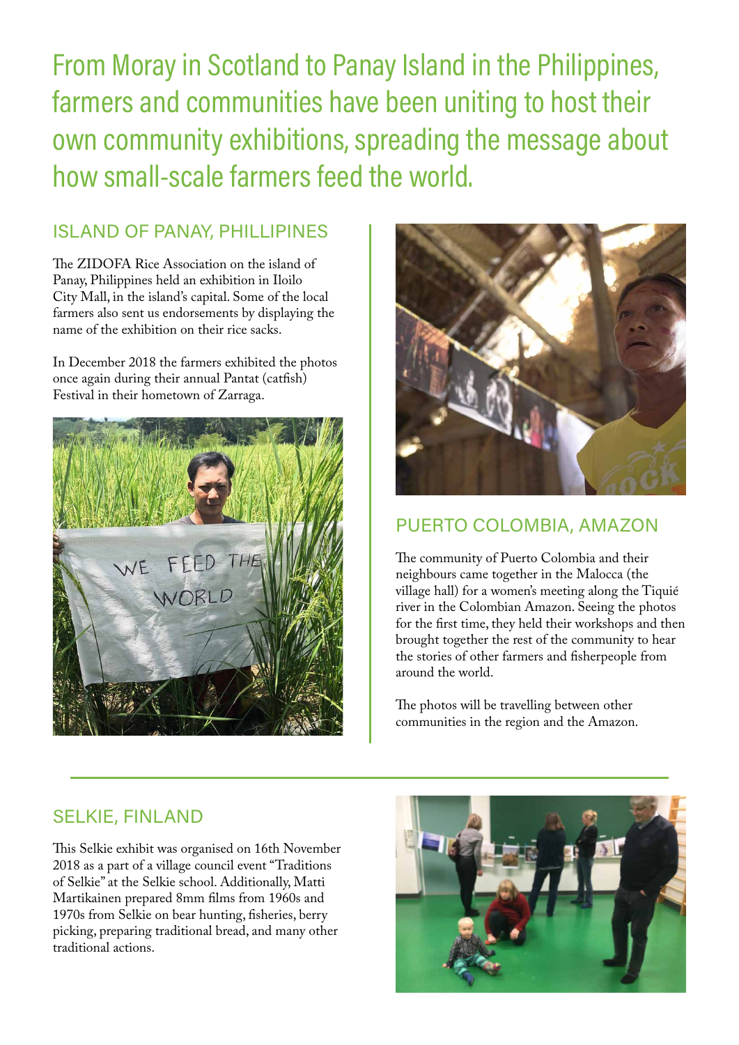From Moray in Scotland to Panay Island in the Philippines, farmers and communities have been uniting to host their own community exhibitions, spreading the message about how small-scale farmers feed the world.

## ISLAND OF PANAY, PHILLIPINES

The ZIDOFA Rice Association on the island of Panay, Philippines held an exhibition in Iloilo City Mall, in the island's capital. Some of the local farmers also sent us endorsements by displaying the name of the exhibition on their rice sacks.

In December 2018 the farmers exhibited the photos once again during their annual Pantat (catfish) Festival in their hometown of Zarraga.

## PUERTO COLOMBIA, AMAZON

The community of Puerto Colombia and their neighbours came together in the Malocca (the village hall) for a women's meeting along the Tiquié river in the Colombian Amazon. Seeing the photos for the first time, they held their workshops and then brought together the rest of the community to hear the stories of other farmers and fisherpeople from around the world.

The photos will be travelling between other communities in the region and the Amazon.

## SELKIE, FINLAND

This Selkie exhibit was organised on 16th November 2018 as a part of a village council event "Traditions of Selkie" at the Selkie school. Additionally, Matti Martikainen prepared 8mm films from 1960s and 1970s from Selkie on bear hunting, fisheries, berry picking, preparing traditional bread, and many other traditional actions.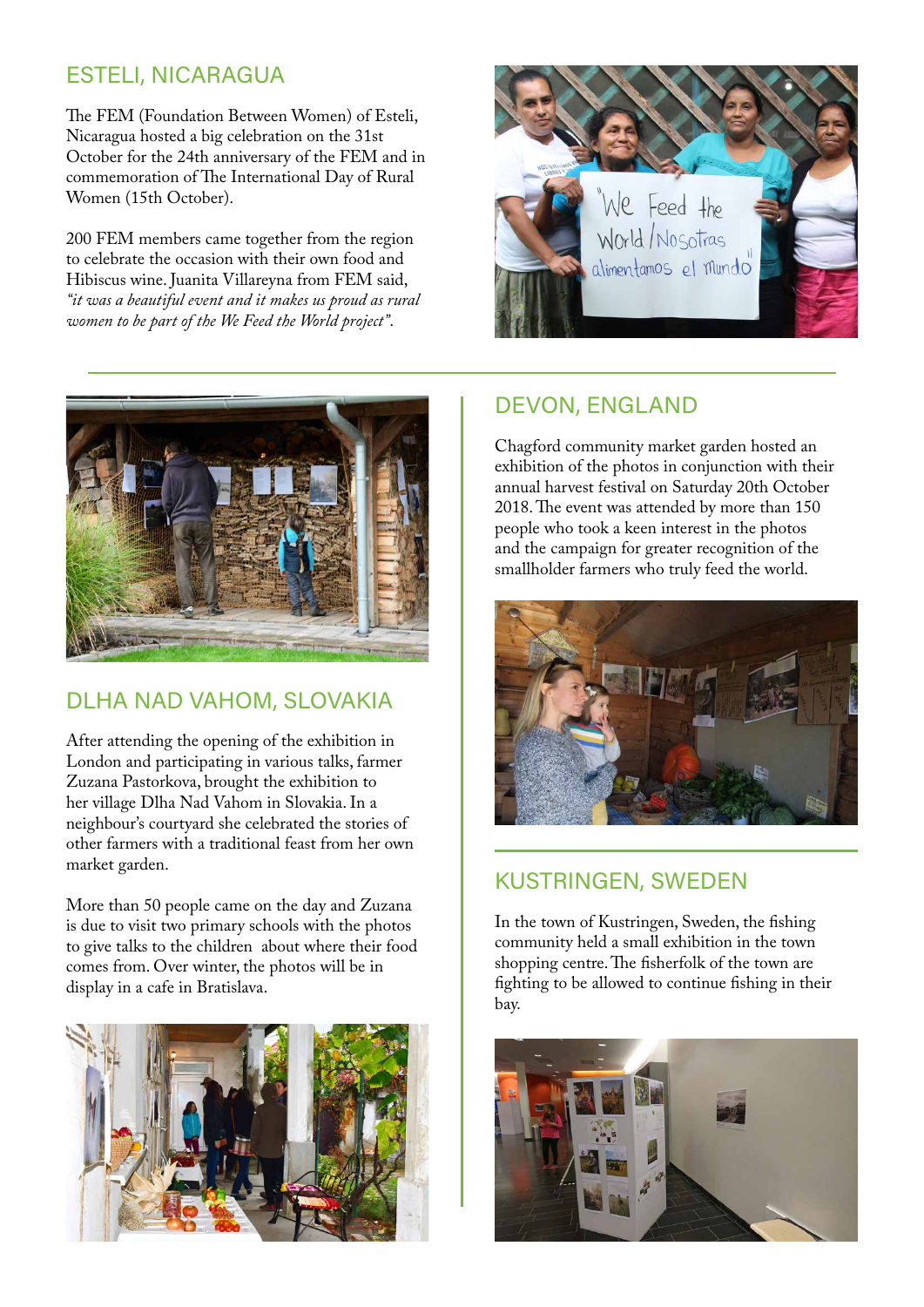## ESTELI, NICARAGUA

The FEM (Foundation Between Women) of Esteli, Nicaragua hosted a big celebration on the 31st October for the 24th anniversary of the FEM and in commemoration of The International Day of Rural Women (15th October).

200 FEM members came together from the region to celebrate the occasion with their own food and Hibiscus wine. Juanita Villareyna from FEM said, *"it was a beautiful event and it makes us proud as rural women to be part of the We Feed the World project"*.

## DLHA NAD VAHOM, SLOVAKIA

After attending the opening of the exhibition in London and participating in various talks, farmer Zuzana Pastorkova, brought the exhibition to her village Dlha Nad Vahom in Slovakia. In a neighbour's courtyard she celebrated the stories of other farmers with a traditional feast from her own market garden.

More than 50 people came on the day and Zuzana is due to visit two primary schools with the photos to give talks to the children about where their food comes from. Over winter, the photos will be in display in a cafe in Bratislava.

## DEVON, ENGLAND

Chagford community market garden hosted an exhibition of the photos in conjunction with their annual harvest festival on Saturday 20th October 2018. The event was attended by more than 150 people who took a keen interest in the photos and the campaign for greater recognition of the smallholder farmers who truly feed the world.

## KUSTRINGEN, SWEDEN

In the town of Kustringen, Sweden, the fishing community held a small exhibition in the town shopping centre. The fisherfolk of the town are fighting to be allowed to continue fishing in their bay.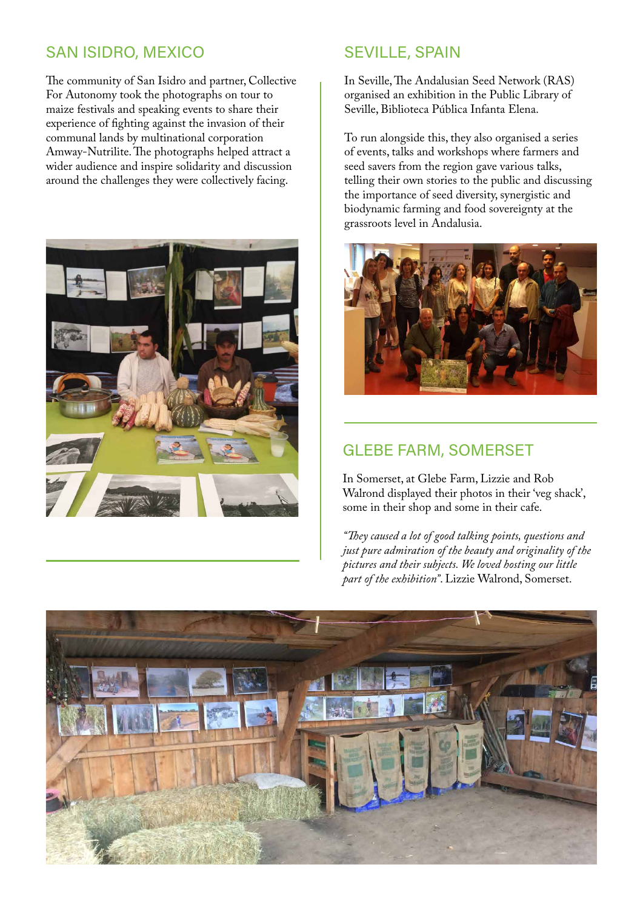## SAN ISIDRO, MEXICO

The community of San Isidro and partner, Collective For Autonomy took the photographs on tour to maize festivals and speaking events to share their experience of fighting against the invasion of their communal lands by multinational corporation Amway-Nutrilite. The photographs helped attract a wider audience and inspire solidarity and discussion around the challenges they were collectively facing.

## SEVILLE, SPAIN

In Seville, The Andalusian Seed Network (RAS) organised an exhibition in the Public Library of Seville, Biblioteca Pública Infanta Elena.

To run alongside this, they also organised a series of events, talks and workshops where farmers and seed savers from the region gave various talks, telling their own stories to the public and discussing the importance of seed diversity, synergistic and biodynamic farming and food sovereignty at the grassroots level in Andalusia.

## GLEBE FARM, SOMERSET

In Somerset, at Glebe Farm, Lizzie and Rob Walrond displayed their photos in their 'veg shack', some in their shop and some in their cafe.

*"They caused a lot of good talking points, questions and just pure admiration of the beauty and originality of the pictures and their subjects. We loved hosting our little part of the exhibition"*. Lizzie Walrond, Somerset.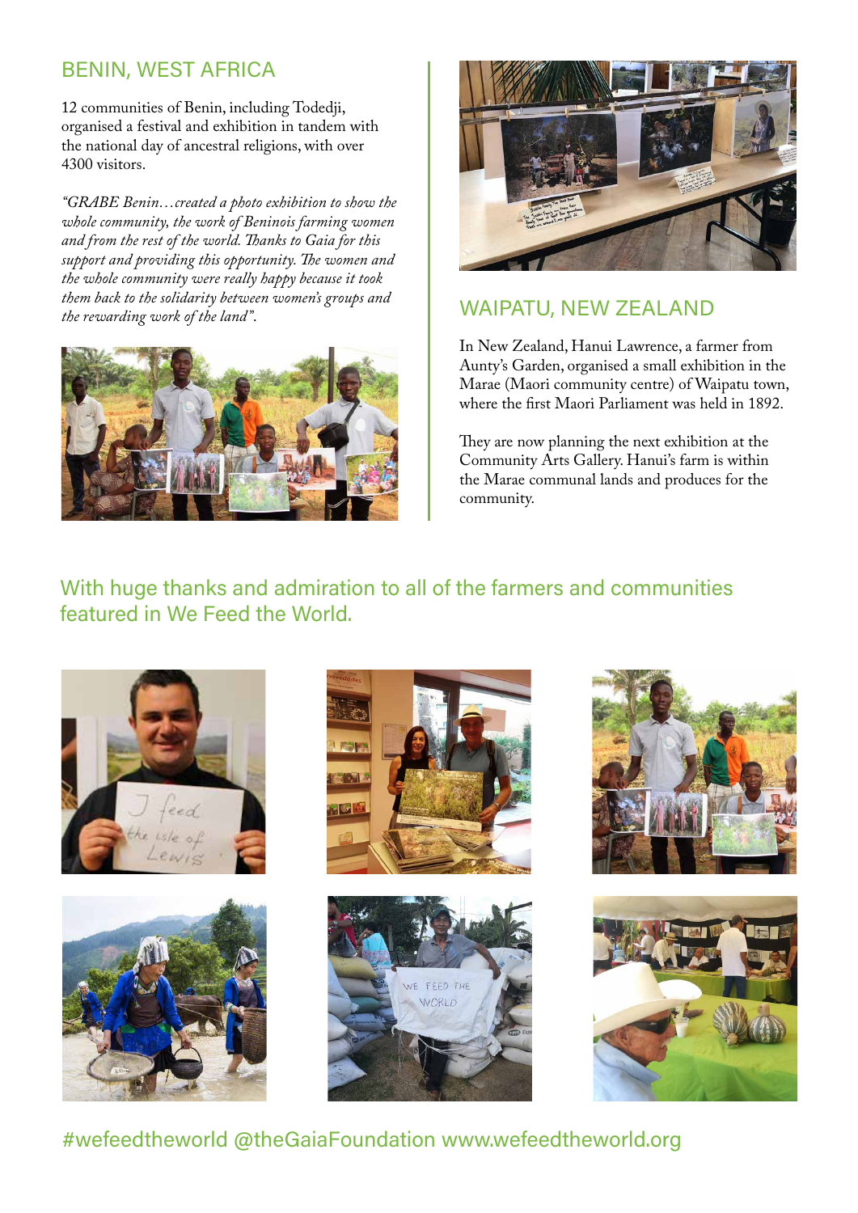## BENIN, WEST AFRICA

12 communities of Benin, including Todedji, organised a festival and exhibition in tandem with the national day of ancestral religions, with over 4300 visitors.

*"GRABE Benin…created a photo exhibition to show the whole community, the work of Beninois farming women and from the rest of the world. Thanks to Gaia for this support and providing this opportunity. The women and the whole community were really happy because it took them back to the solidarity between women's groups and the rewarding work of the land".*

## WAIPATU, NEW ZEALAND

In New Zealand, Hanui Lawrence, a farmer from Aunty's Garden, organised a small exhibition in the Marae (Maori community centre) of Waipatu town, where the first Maori Parliament was held in 1892.

They are now planning the next exhibition at the Community Arts Gallery. Hanui's farm is within the Marae communal lands and produces for the community.

## With huge thanks and admiration to all of the farmers and communities featured in We Feed the World.

#wefeedtheworld @theGaiaFoundation www.wefeedtheworld.org